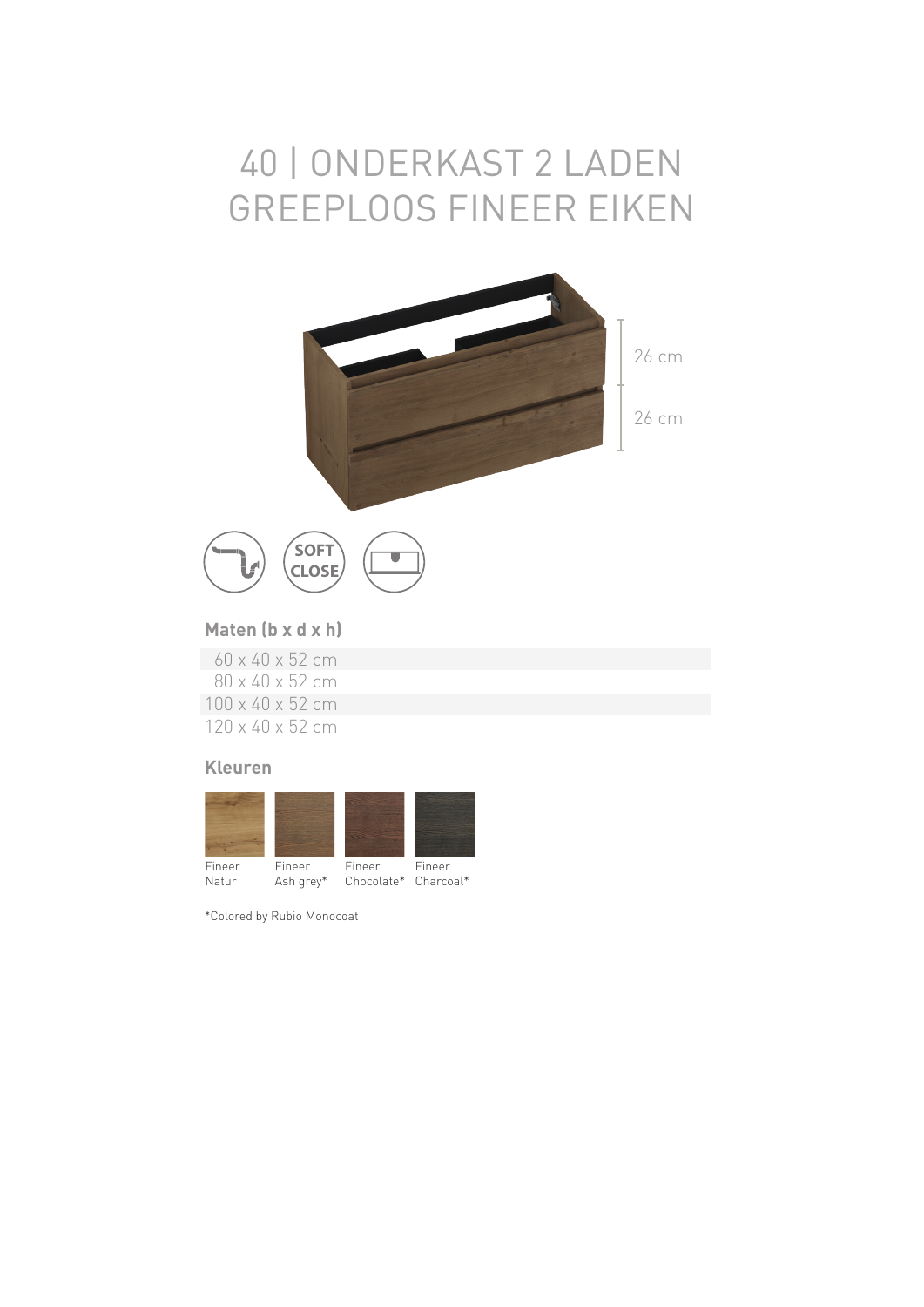# 40 | ONDERKAST 2 LADEN GREEPLOOS FINEER EIKEN

26 cm

26 cm

SOFT CLOSE

## Maten (b x d x h)

60 x 40 x 52 cm
80 x 40 x 52 cm
100 x 40 x 52 cm
120 x 40 x 52 cm

## Kleuren

| Fineer Natur | Fineer Ash grey* | Fineer Chocolate* | Fineer Charcoal* |
|---|---|---|---|

*Colored by Rubio Monocoat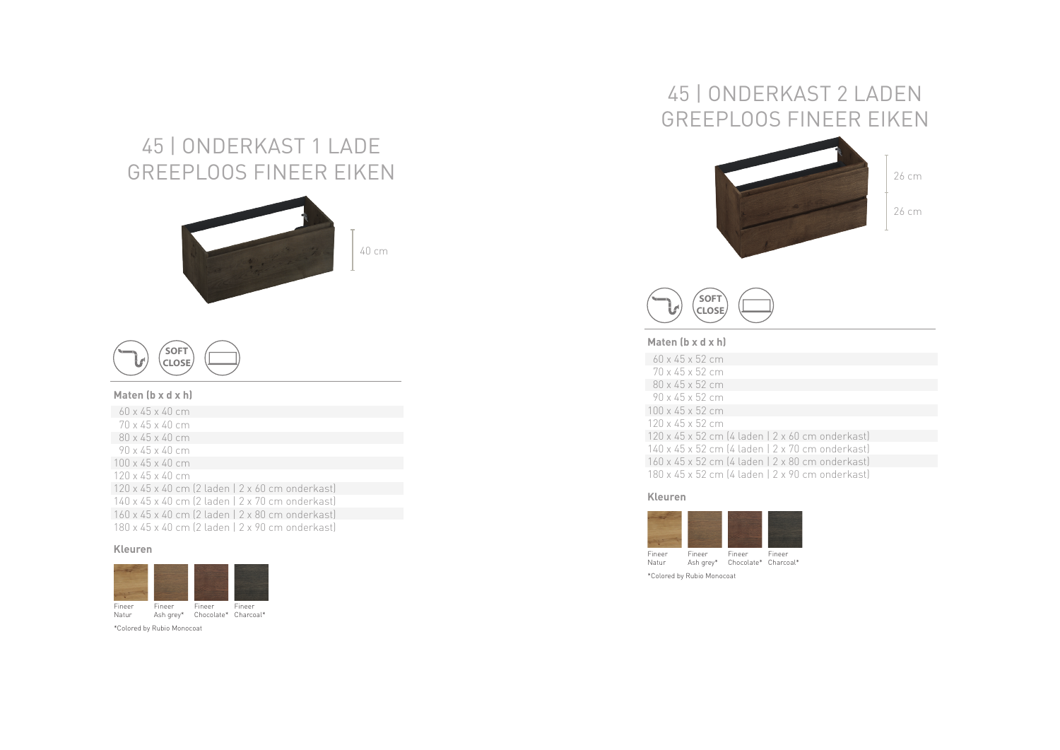# 45 | ONDERKAST 1 LADE GREEPLOOS FINEER EIKEN

40 cm

SOFT CLOSE

**Maten (b x d x h)**

60 x 45 x 40 cm
70 x 45 x 40 cm
80 x 45 x 40 cm
90 x 45 x 40 cm
100 x 45 x 40 cm
120 x 45 x 40 cm
120 x 45 x 40 cm (2 laden | 2 x 60 cm onderkast)
140 x 45 x 40 cm (2 laden | 2 x 70 cm onderkast)
160 x 45 x 40 cm (2 laden | 2 x 80 cm onderkast)
180 x 45 x 40 cm (2 laden | 2 x 90 cm onderkast)

**Kleuren**

Fineer Natur
Fineer Ash grey*
Fineer Chocolate*
Fineer Charcoal*

*Colored by Rubio Monocoat

# 45 | ONDERKAST 2 LADEN GREEPLOOS FINEER EIKEN

26 cm
26 cm

SOFT CLOSE

**Maten (b x d x h)**

60 x 45 x 52 cm
70 x 45 x 52 cm
80 x 45 x 52 cm
90 x 45 x 52 cm
100 x 45 x 52 cm
120 x 45 x 52 cm
120 x 45 x 52 cm (4 laden | 2 x 60 cm onderkast)
140 x 45 x 52 cm (4 laden | 2 x 70 cm onderkast)
160 x 45 x 52 cm (4 laden | 2 x 80 cm onderkast)
180 x 45 x 52 cm (4 laden | 2 x 90 cm onderkast)

**Kleuren**

Fineer Natur
Fineer Ash grey*
Fineer Chocolate*
Fineer Charcoal*

*Colored by Rubio Monocoat